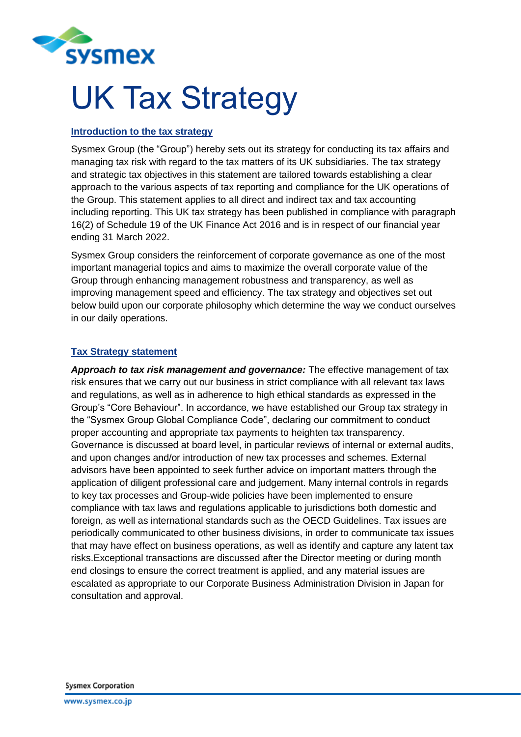# UK Tax Strategy

## Introduction to the tax strategy

Sysmex Group (the "Group") hereby sets out its strategy for conducting its tax affairs and managing tax risk with regard to the tax matters of its UK subsidiaries. The tax strategy and strategic tax objectives in this statement are tailored towards establishing a clear approach to the various aspects of tax reporting and compliance for the UK operations of the Group. This statement applies to all direct and indirect tax and tax accounting including reporting. This UK tax strategy has been published in compliance with paragraph 16(2) of Schedule 19 of the UK Finance Act 2016 and is in respect of our financial year ending 31 March 2022.

Sysmex Group considers the reinforcement of corporate governance as one of the most important managerial topics and aims to maximize the overall corporate value of the Group through enhancing management robustness and transparency, as well as improving management speed and efficiency. The tax strategy and objectives set out below build upon our corporate philosophy which determine the way we conduct ourselves in our daily operations.

## Tax Strategy statement

***Approach to tax risk management and governance:*** The effective management of tax risk ensures that we carry out our business in strict compliance with all relevant tax laws and regulations, as well as in adherence to high ethical standards as expressed in the Group's "Core Behaviour". In accordance, we have established our Group tax strategy in the "Sysmex Group Global Compliance Code", declaring our commitment to conduct proper accounting and appropriate tax payments to heighten tax transparency. Governance is discussed at board level, in particular reviews of internal or external audits, and upon changes and/or introduction of new tax processes and schemes. External advisors have been appointed to seek further advice on important matters through the application of diligent professional care and judgement. Many internal controls in regards to key tax processes and Group-wide policies have been implemented to ensure compliance with tax laws and regulations applicable to jurisdictions both domestic and foreign, as well as international standards such as the OECD Guidelines. Tax issues are periodically communicated to other business divisions, in order to communicate tax issues that may have effect on business operations, as well as identify and capture any latent tax risks.Exceptional transactions are discussed after the Director meeting or during month end closings to ensure the correct treatment is applied, and any material issues are escalated as appropriate to our Corporate Business Administration Division in Japan for consultation and approval.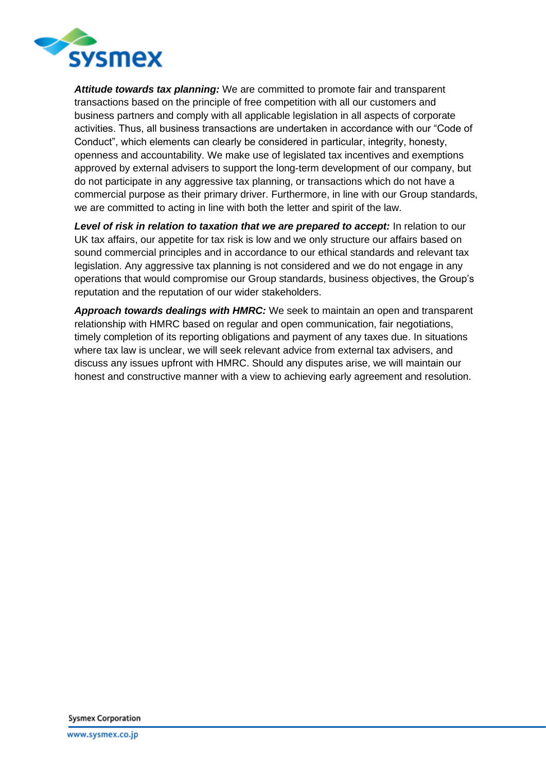***Attitude towards tax planning:*** We are committed to promote fair and transparent transactions based on the principle of free competition with all our customers and business partners and comply with all applicable legislation in all aspects of corporate activities. Thus, all business transactions are undertaken in accordance with our "Code of Conduct", which elements can clearly be considered in particular, integrity, honesty, openness and accountability. We make use of legislated tax incentives and exemptions approved by external advisers to support the long-term development of our company, but do not participate in any aggressive tax planning, or transactions which do not have a commercial purpose as their primary driver. Furthermore, in line with our Group standards, we are committed to acting in line with both the letter and spirit of the law.

***Level of risk in relation to taxation that we are prepared to accept:*** In relation to our UK tax affairs, our appetite for tax risk is low and we only structure our affairs based on sound commercial principles and in accordance to our ethical standards and relevant tax legislation. Any aggressive tax planning is not considered and we do not engage in any operations that would compromise our Group standards, business objectives, the Group's reputation and the reputation of our wider stakeholders.

***Approach towards dealings with HMRC:*** We seek to maintain an open and transparent relationship with HMRC based on regular and open communication, fair negotiations, timely completion of its reporting obligations and payment of any taxes due. In situations where tax law is unclear, we will seek relevant advice from external tax advisers, and discuss any issues upfront with HMRC. Should any disputes arise, we will maintain our honest and constructive manner with a view to achieving early agreement and resolution.